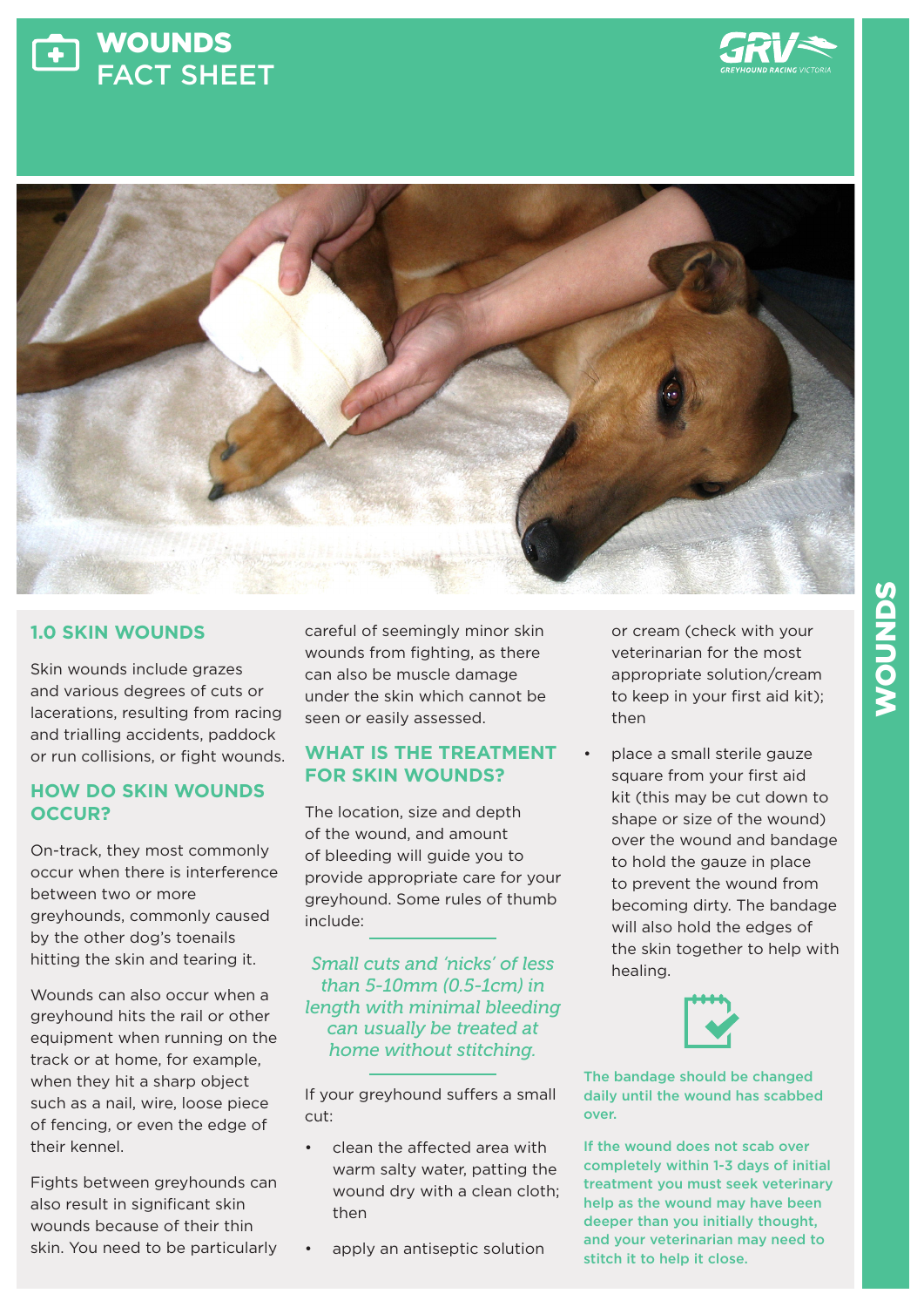# WOUNDS FACT SHEET

## 1.0 SKIN WOUNDS

Skin wounds include grazes and various degrees of cuts or lacerations, resulting from racing and trialling accidents, paddock or run collisions, or fight wounds.

## HOW DO SKIN WOUNDS OCCUR?

On-track, they most commonly occur when there is interference between two or more greyhounds, commonly caused by the other dog's toenails hitting the skin and tearing it.

Wounds can also occur when a greyhound hits the rail or other equipment when running on the track or at home, for example, when they hit a sharp object such as a nail, wire, loose piece of fencing, or even the edge of their kennel.

Fights between greyhounds can also result in significant skin wounds because of their thin skin. You need to be particularly careful of seemingly minor skin wounds from fighting, as there can also be muscle damage under the skin which cannot be seen or easily assessed.

## WHAT IS THE TREATMENT FOR SKIN WOUNDS?

The location, size and depth of the wound, and amount of bleeding will guide you to provide appropriate care for your greyhound. Some rules of thumb include:

*Small cuts and 'nicks' of less than 5-10mm (0.5-1cm) in length with minimal bleeding can usually be treated at home without stitching.*

If your greyhound suffers a small cut:

- clean the affected area with warm salty water, patting the wound dry with a clean cloth; then
- apply an antiseptic solution or cream (check with your veterinarian for the most appropriate solution/cream to keep in your first aid kit); then
- place a small sterile gauze square from your first aid kit (this may be cut down to shape or size of the wound) over the wound and bandage to hold the gauze in place to prevent the wound from becoming dirty. The bandage will also hold the edges of the skin together to help with healing.

**The bandage should be changed daily until the wound has scabbed over.**

**If the wound does not scab over completely within 1-3 days of initial treatment you must seek veterinary help as the wound may have been deeper than you initially thought, and your veterinarian may need to stitch it to help it close.**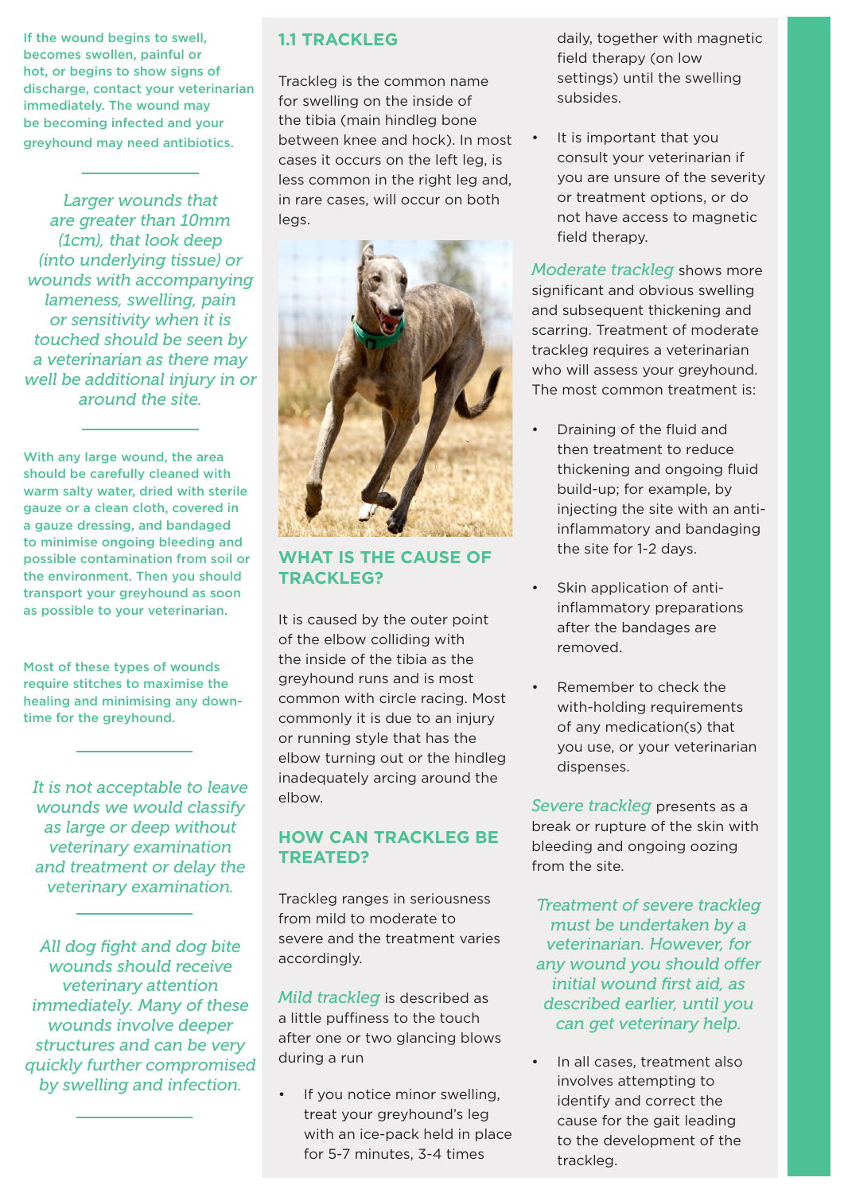If the wound begins to swell, becomes swollen, painful or hot, or begins to show signs of discharge, contact your veterinarian immediately. The wound may be becoming infected and your greyhound may need antibiotics.

*Larger wounds that are greater than 10mm (1cm), that look deep (into underlying tissue) or wounds with accompanying lameness, swelling, pain or sensitivity when it is touched should be seen by a veterinarian as there may well be additional injury in or around the site.*

With any large wound, the area should be carefully cleaned with warm salty water, dried with sterile gauze or a clean cloth, covered in a gauze dressing, and bandaged to minimise ongoing bleeding and possible contamination from soil or the environment. Then you should transport your greyhound as soon as possible to your veterinarian.

Most of these types of wounds require stitches to maximise the healing and minimising any down-time for the greyhound.

*It is not acceptable to leave wounds we would classify as large or deep without veterinary examination and treatment or delay the veterinary examination.*

*All dog fight and dog bite wounds should receive veterinary attention immediately. Many of these wounds involve deeper structures and can be very quickly further compromised by swelling and infection.*

## 1.1 TRACKLEG

Trackleg is the common name for swelling on the inside of the tibia (main hindleg bone between knee and hock). In most cases it occurs on the left leg, is less common in the right leg and, in rare cases, will occur on both legs.

### WHAT IS THE CAUSE OF TRACKLEG?

It is caused by the outer point of the elbow colliding with the inside of the tibia as the greyhound runs and is most common with circle racing. Most commonly it is due to an injury or running style that has the elbow turning out or the hindleg inadequately arcing around the elbow.

### HOW CAN TRACKLEG BE TREATED?

Trackleg ranges in seriousness from mild to moderate to severe and the treatment varies accordingly.

*Mild trackleg* is described as a little puffiness to the touch after one or two glancing blows during a run

- If you notice minor swelling, treat your greyhound's leg with an ice-pack held in place for 5-7 minutes, 3-4 times daily, together with magnetic field therapy (on low settings) until the swelling subsides.
- It is important that you consult your veterinarian if you are unsure of the severity or treatment options, or do not have access to magnetic field therapy.

*Moderate trackleg* shows more significant and obvious swelling and subsequent thickening and scarring. Treatment of moderate trackleg requires a veterinarian who will assess your greyhound. The most common treatment is:

- Draining of the fluid and then treatment to reduce thickening and ongoing fluid build-up; for example, by injecting the site with an anti-inflammatory and bandaging the site for 1-2 days.
- Skin application of anti-inflammatory preparations after the bandages are removed.
- Remember to check the with-holding requirements of any medication(s) that you use, or your veterinarian dispenses.

*Severe trackleg* presents as a break or rupture of the skin with bleeding and ongoing oozing from the site.

*Treatment of severe trackleg must be undertaken by a veterinarian. However, for any wound you should offer initial wound first aid, as described earlier, until you can get veterinary help.*

- In all cases, treatment also involves attempting to identify and correct the cause for the gait leading to the development of the trackleg.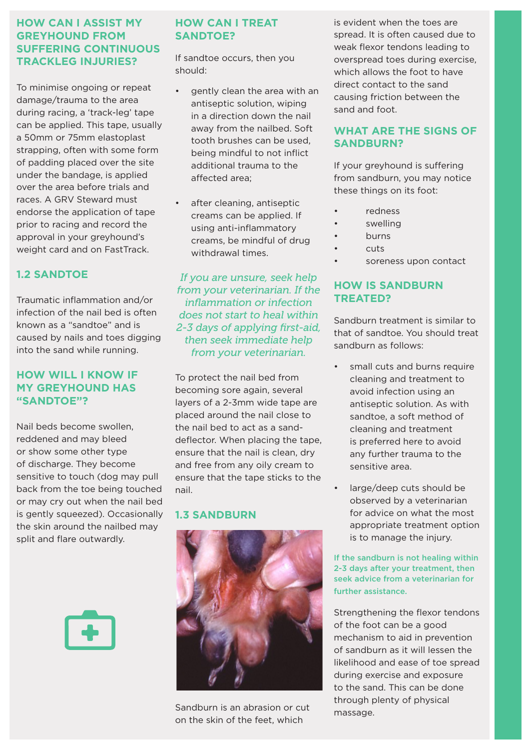## HOW CAN I ASSIST MY GREYHOUND FROM SUFFERING CONTINUOUS TRACKLEG INJURIES?

To minimise ongoing or repeat damage/trauma to the area during racing, a 'track-leg' tape can be applied. This tape, usually a 50mm or 75mm elastoplast strapping, often with some form of padding placed over the site under the bandage, is applied over the area before trials and races. A GRV Steward must endorse the application of tape prior to racing and record the approval in your greyhound's weight card and on FastTrack.

## 1.2 SANDTOE

Traumatic inflammation and/or infection of the nail bed is often known as a "sandtoe" and is caused by nails and toes digging into the sand while running.

## HOW WILL I KNOW IF MY GREYHOUND HAS "SANDTOE"?

Nail beds become swollen, reddened and may bleed or show some other type of discharge. They become sensitive to touch (dog may pull back from the toe being touched or may cry out when the nail bed is gently squeezed). Occasionally the skin around the nailbed may split and flare outwardly.

## HOW CAN I TREAT SANDTOE?

If sandtoe occurs, then you should:

- gently clean the area with an antiseptic solution, wiping in a direction down the nail away from the nailbed. Soft tooth brushes can be used, being mindful to not inflict additional trauma to the affected area;
- after cleaning, antiseptic creams can be applied. If using anti-inflammatory creams, be mindful of drug withdrawal times.

*If you are unsure, seek help from your veterinarian. If the inflammation or infection does not start to heal within 2-3 days of applying first-aid, then seek immediate help from your veterinarian.*

To protect the nail bed from becoming sore again, several layers of a 2-3mm wide tape are placed around the nail close to the nail bed to act as a sand-deflector. When placing the tape, ensure that the nail is clean, dry and free from any oily cream to ensure that the tape sticks to the nail.

## 1.3 SANDBURN

Sandburn is an abrasion or cut on the skin of the feet, which is evident when the toes are spread. It is often caused due to weak flexor tendons leading to overspread toes during exercise, which allows the foot to have direct contact to the sand causing friction between the sand and foot.

## WHAT ARE THE SIGNS OF SANDBURN?

If your greyhound is suffering from sandburn, you may notice these things on its foot:

- redness
- swelling
- burns
- cuts
- soreness upon contact

## HOW IS SANDBURN TREATED?

Sandburn treatment is similar to that of sandtoe. You should treat sandburn as follows:

- small cuts and burns require cleaning and treatment to avoid infection using an antiseptic solution. As with sandtoe, a soft method of cleaning and treatment is preferred here to avoid any further trauma to the sensitive area.
- large/deep cuts should be observed by a veterinarian for advice on what the most appropriate treatment option is to manage the injury.

**If the sandburn is not healing within 2-3 days after your treatment, then seek advice from a veterinarian for further assistance.**

Strengthening the flexor tendons of the foot can be a good mechanism to aid in prevention of sandburn as it will lessen the likelihood and ease of toe spread during exercise and exposure to the sand. This can be done through plenty of physical massage.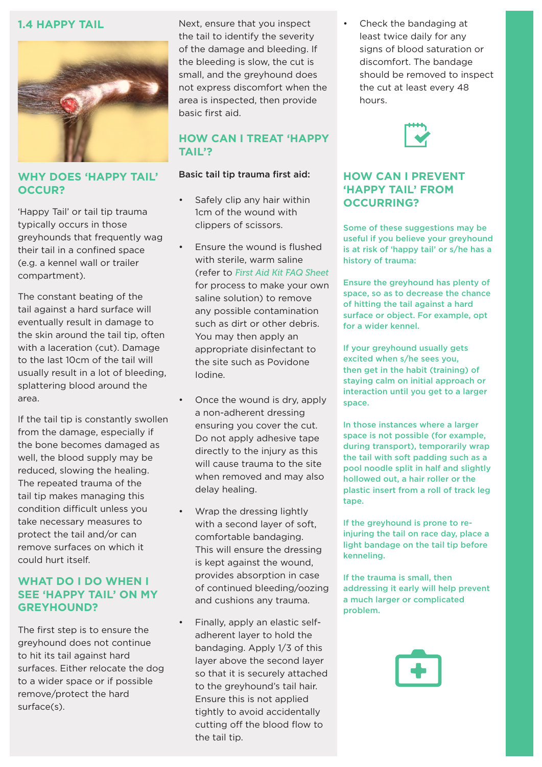## 1.4 HAPPY TAIL

### WHY DOES 'HAPPY TAIL' OCCUR?

'Happy Tail' or tail tip trauma typically occurs in those greyhounds that frequently wag their tail in a confined space (e.g. a kennel wall or trailer compartment).

The constant beating of the tail against a hard surface will eventually result in damage to the skin around the tail tip, often with a laceration (cut). Damage to the last 10cm of the tail will usually result in a lot of bleeding, splattering blood around the area.

If the tail tip is constantly swollen from the damage, especially if the bone becomes damaged as well, the blood supply may be reduced, slowing the healing. The repeated trauma of the tail tip makes managing this condition difficult unless you take necessary measures to protect the tail and/or can remove surfaces on which it could hurt itself.

### WHAT DO I DO WHEN I SEE 'HAPPY TAIL' ON MY GREYHOUND?

The first step is to ensure the greyhound does not continue to hit its tail against hard surfaces. Either relocate the dog to a wider space or if possible remove/protect the hard surface(s).

Next, ensure that you inspect the tail to identify the severity of the damage and bleeding. If the bleeding is slow, the cut is small, and the greyhound does not express discomfort when the area is inspected, then provide basic first aid.

### HOW CAN I TREAT 'HAPPY TAIL'?

**Basic tail tip trauma first aid:**

- Safely clip any hair within 1cm of the wound with clippers of scissors.
- Ensure the wound is flushed with sterile, warm saline (refer to *First Aid Kit FAQ Sheet* for process to make your own saline solution) to remove any possible contamination such as dirt or other debris. You may then apply an appropriate disinfectant to the site such as Povidone Iodine.
- Once the wound is dry, apply a non-adherent dressing ensuring you cover the cut. Do not apply adhesive tape directly to the injury as this will cause trauma to the site when removed and may also delay healing.
- Wrap the dressing lightly with a second layer of soft, comfortable bandaging. This will ensure the dressing is kept against the wound, provides absorption in case of continued bleeding/oozing and cushions any trauma.
- Finally, apply an elastic self-adherent layer to hold the bandaging. Apply 1/3 of this layer above the second layer so that it is securely attached to the greyhound's tail hair. Ensure this is not applied tightly to avoid accidentally cutting off the blood flow to the tail tip.
- Check the bandaging at least twice daily for any signs of blood saturation or discomfort. The bandage should be removed to inspect the cut at least every 48 hours.

### HOW CAN I PREVENT 'HAPPY TAIL' FROM OCCURRING?

Some of these suggestions may be useful if you believe your greyhound is at risk of 'happy tail' or s/he has a history of trauma:

Ensure the greyhound has plenty of space, so as to decrease the chance of hitting the tail against a hard surface or object. For example, opt for a wider kennel.

If your greyhound usually gets excited when s/he sees you, then get in the habit (training) of staying calm on initial approach or interaction until you get to a larger space.

In those instances where a larger space is not possible (for example, during transport), temporarily wrap the tail with soft padding such as a pool noodle split in half and slightly hollowed out, a hair roller or the plastic insert from a roll of track leg tape.

If the greyhound is prone to re-injuring the tail on race day, place a light bandage on the tail tip before kenneling.

If the trauma is small, then addressing it early will help prevent a much larger or complicated problem.